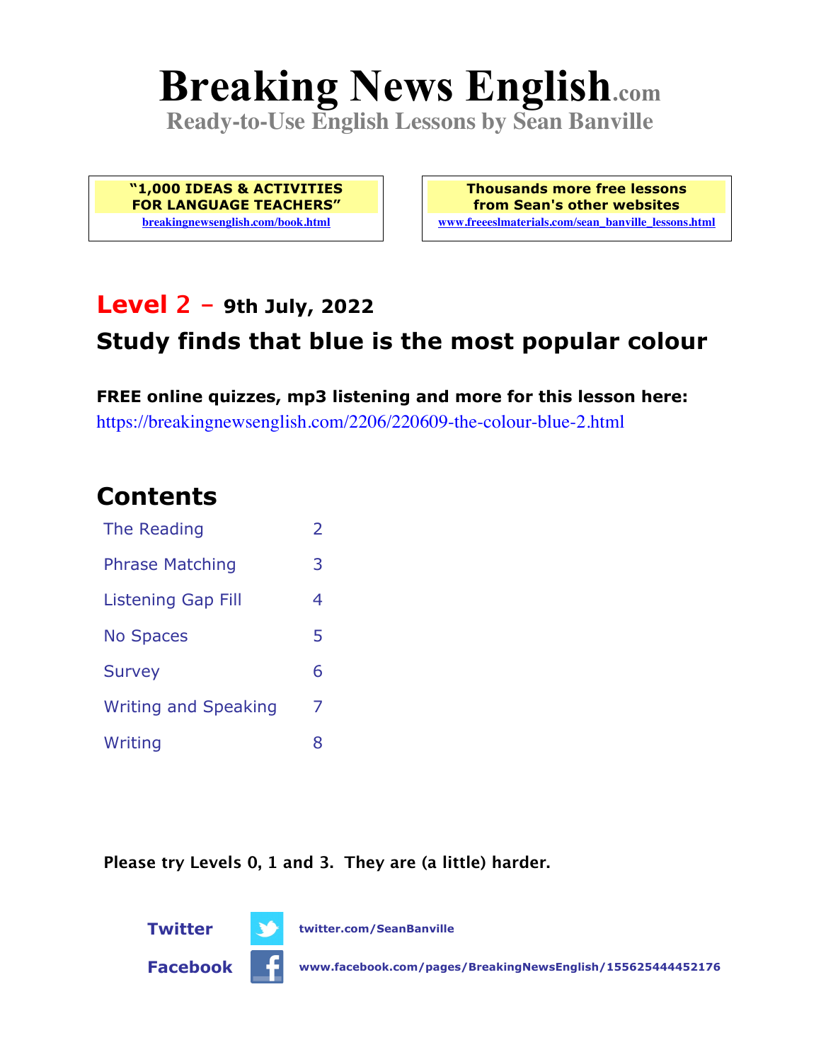# Breaking News English.com

**Ready-to-Use English Lessons by Sean Banville**

**"1,000 IDEAS & ACTIVITIES FOR LANGUAGE TEACHERS"**
breakingnewsenglish.com/book.html

**Thousands more free lessons from Sean's other websites**
www.freeeslmaterials.com/sean_banville_lessons.html

## Level 2 – 9th July, 2022

## Study finds that blue is the most popular colour

**FREE online quizzes, mp3 listening and more for this lesson here:**
https://breakingnewsenglish.com/2206/220609-the-colour-blue-2.html

## Contents

| | |
|---|---|
| The Reading | 2 |
| Phrase Matching | 3 |
| Listening Gap Fill | 4 |
| No Spaces | 5 |
| Survey | 6 |
| Writing and Speaking | 7 |
| Writing | 8 |

**Please try Levels 0, 1 and 3. They are (a little) harder.**

**Twitter** twitter.com/SeanBanville

**Facebook** www.facebook.com/pages/BreakingNewsEnglish/155625444452176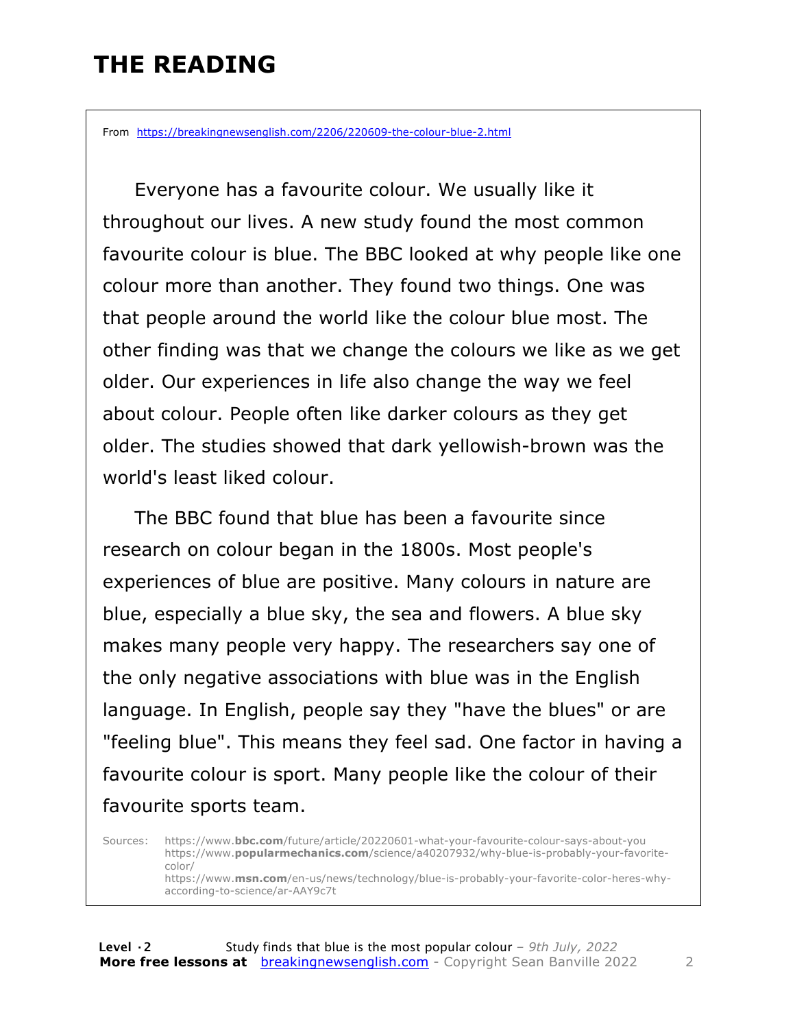# THE READING

From https://breakingnewsenglish.com/2206/220609-the-colour-blue-2.html

Everyone has a favourite colour. We usually like it throughout our lives. A new study found the most common favourite colour is blue. The BBC looked at why people like one colour more than another. They found two things. One was that people around the world like the colour blue most. The other finding was that we change the colours we like as we get older. Our experiences in life also change the way we feel about colour. People often like darker colours as they get older. The studies showed that dark yellowish-brown was the world's least liked colour.

The BBC found that blue has been a favourite since research on colour began in the 1800s. Most people's experiences of blue are positive. Many colours in nature are blue, especially a blue sky, the sea and flowers. A blue sky makes many people very happy. The researchers say one of the only negative associations with blue was in the English language. In English, people say they "have the blues" or are "feeling blue". This means they feel sad. One factor in having a favourite colour is sport. Many people like the colour of their favourite sports team.

Sources:
https://www.**bbc.com**/future/article/20220601-what-your-favourite-colour-says-about-you
https://www.**popularmechanics.com**/science/a40207932/why-blue-is-probably-your-favorite-color/
https://www.**msn.com**/en-us/news/technology/blue-is-probably-your-favorite-color-heres-why-according-to-science/ar-AAY9c7t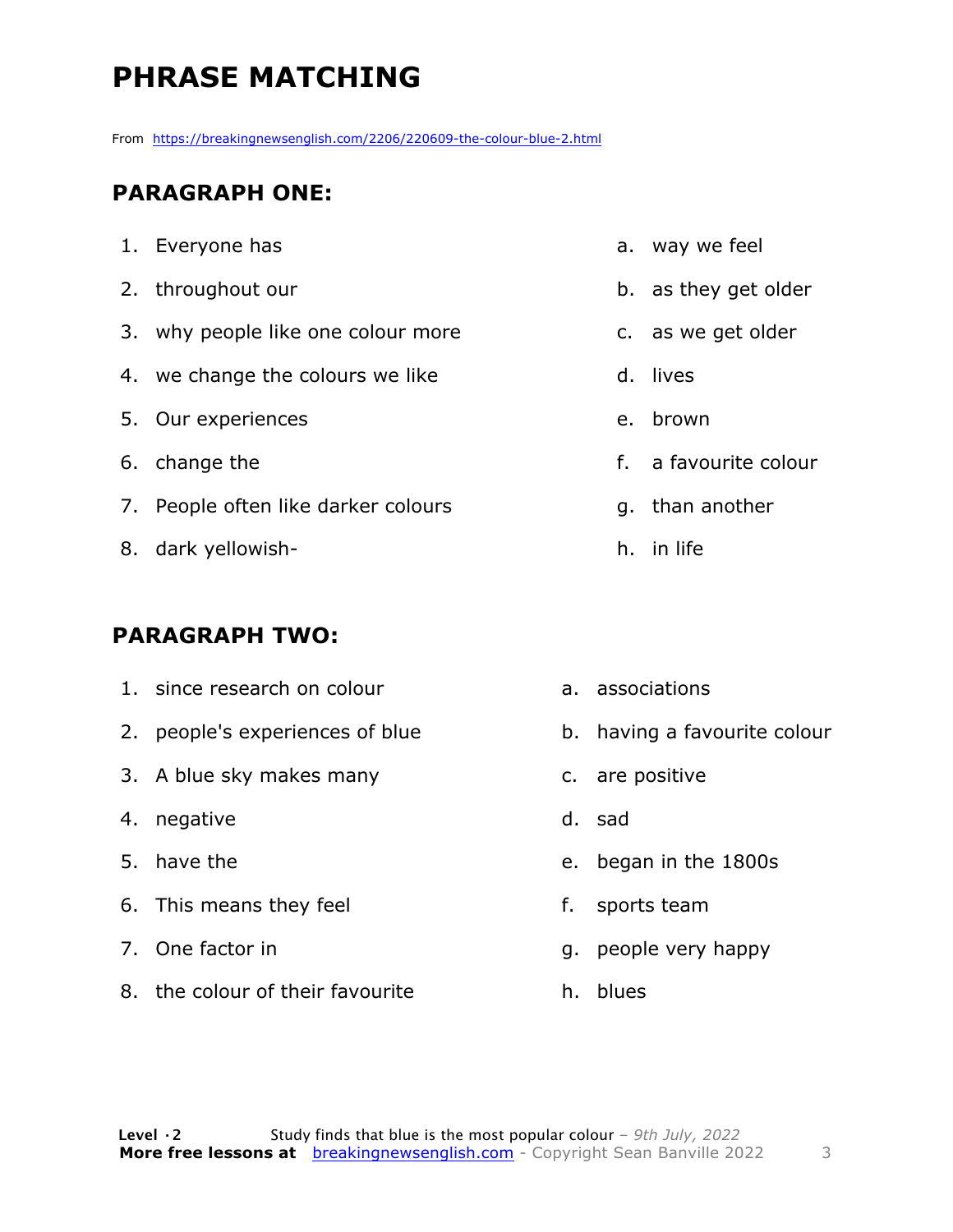# PHRASE MATCHING

From https://breakingnewsenglish.com/2206/220609-the-colour-blue-2.html

## PARAGRAPH ONE:

1. Everyone has
2. throughout our
3. why people like one colour more
4. we change the colours we like
5. Our experiences
6. change the
7. People often like darker colours
8. dark yellowish-

a. way we feel
b. as they get older
c. as we get older
d. lives
e. brown
f. a favourite colour
g. than another
h. in life

## PARAGRAPH TWO:

1. since research on colour
2. people's experiences of blue
3. A blue sky makes many
4. negative
5. have the
6. This means they feel
7. One factor in
8. the colour of their favourite

a. associations
b. having a favourite colour
c. are positive
d. sad
e. began in the 1800s
f. sports team
g. people very happy
h. blues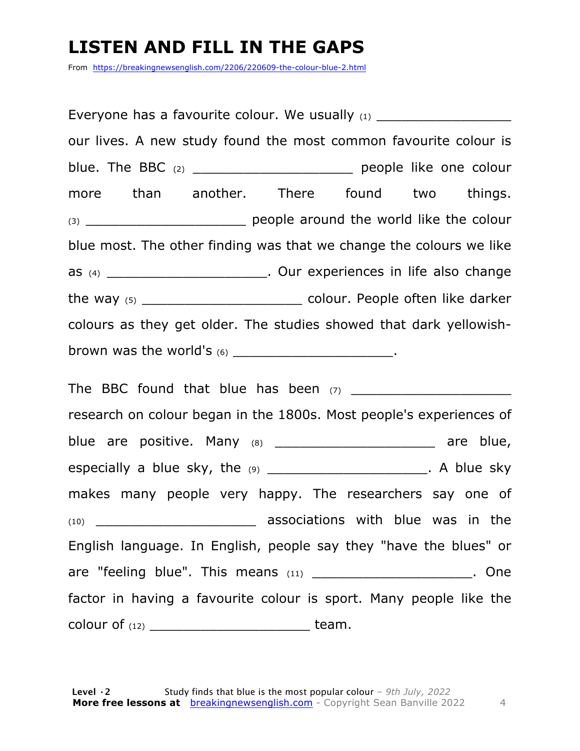# LISTEN AND FILL IN THE GAPS

From https://breakingnewsenglish.com/2206/220609-the-colour-blue-2.html

Everyone has a favourite colour. We usually (1) ___________________ our lives. A new study found the most common favourite colour is blue. The BBC (2) ___________________ people like one colour more than another. There found two things. (3) ___________________ people around the world like the colour blue most. The other finding was that we change the colours we like as (4) ___________________. Our experiences in life also change the way (5) ___________________ colour. People often like darker colours as they get older. The studies showed that dark yellowish-brown was the world's (6) ___________________.

The BBC found that blue has been (7) ___________________ research on colour began in the 1800s. Most people's experiences of blue are positive. Many (8) ___________________ are blue, especially a blue sky, the (9) ___________________. A blue sky makes many people very happy. The researchers say one of (10) ___________________ associations with blue was in the English language. In English, people say they "have the blues" or are "feeling blue". This means (11) ___________________. One factor in having a favourite colour is sport. Many people like the colour of (12) ___________________ team.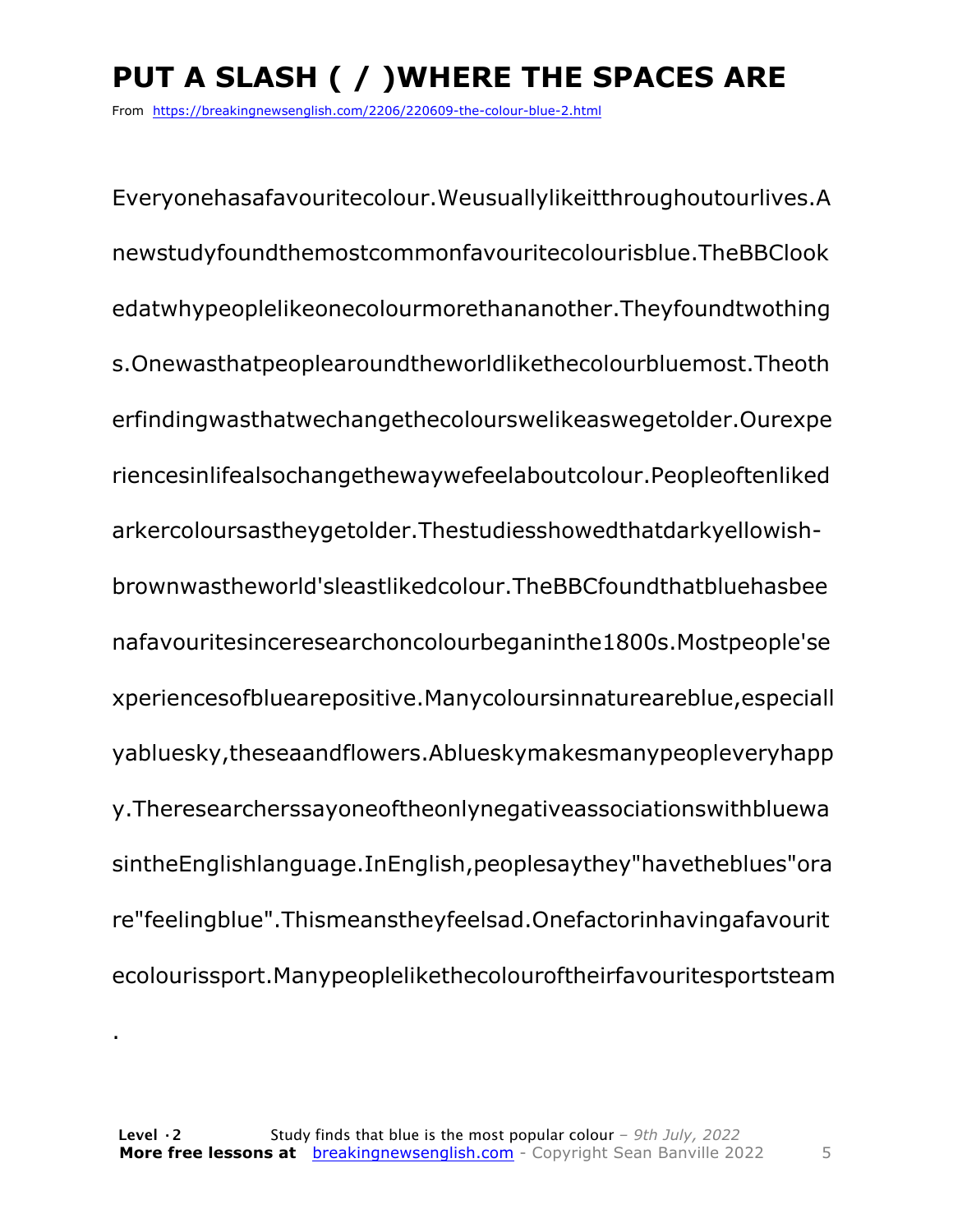# PUT A SLASH ( / )WHERE THE SPACES ARE

From https://breakingnewsenglish.com/2206/220609-the-colour-blue-2.html

Everyonehasafavouritecolour.Weusuallylikeitthroughoutourlives.A newstudyfoundthemostcommonfavouritecolourisblue.TheBBClook edatwhypeoplelikeonecolourmorethananother.Theyfoundtwothing s.Onewasthatpeoplearoundtheworldlikethecolourbluemost.Theoth erfindingwasthatwechangethecolourswelikeaswegetolder.Ourexpe riencesinlifealsochangethewaywefeelaboutcolour.Peopleoftenliked arkercoloursastheygetolder.Thestudiesshowedthatdarkyellowish-brownwastheworld'sleastlikedcolour.TheBBCfoundthatbluehasbee nafavouritesinceresearchoncolourbeganinthe1800s.Mostpeople'se xperiencesofbluearepositive.Manycoloursinnatureareblue,especiall yabluesky,theseaandflowers.Ablueskymakesmanypeopleveryhapp y.Theresearcherssayoneoftheonlynegativeassociationswithbluewa sintheEnglishlanguage.InEnglish,peoplesaythey"havetheblues"ora re"feelingblue".Thismeanstheyfeelsad.Onefactorinhavingafavourit ecolourissport.Manypeoplelikethecolouroftheirfavouritesportsteam .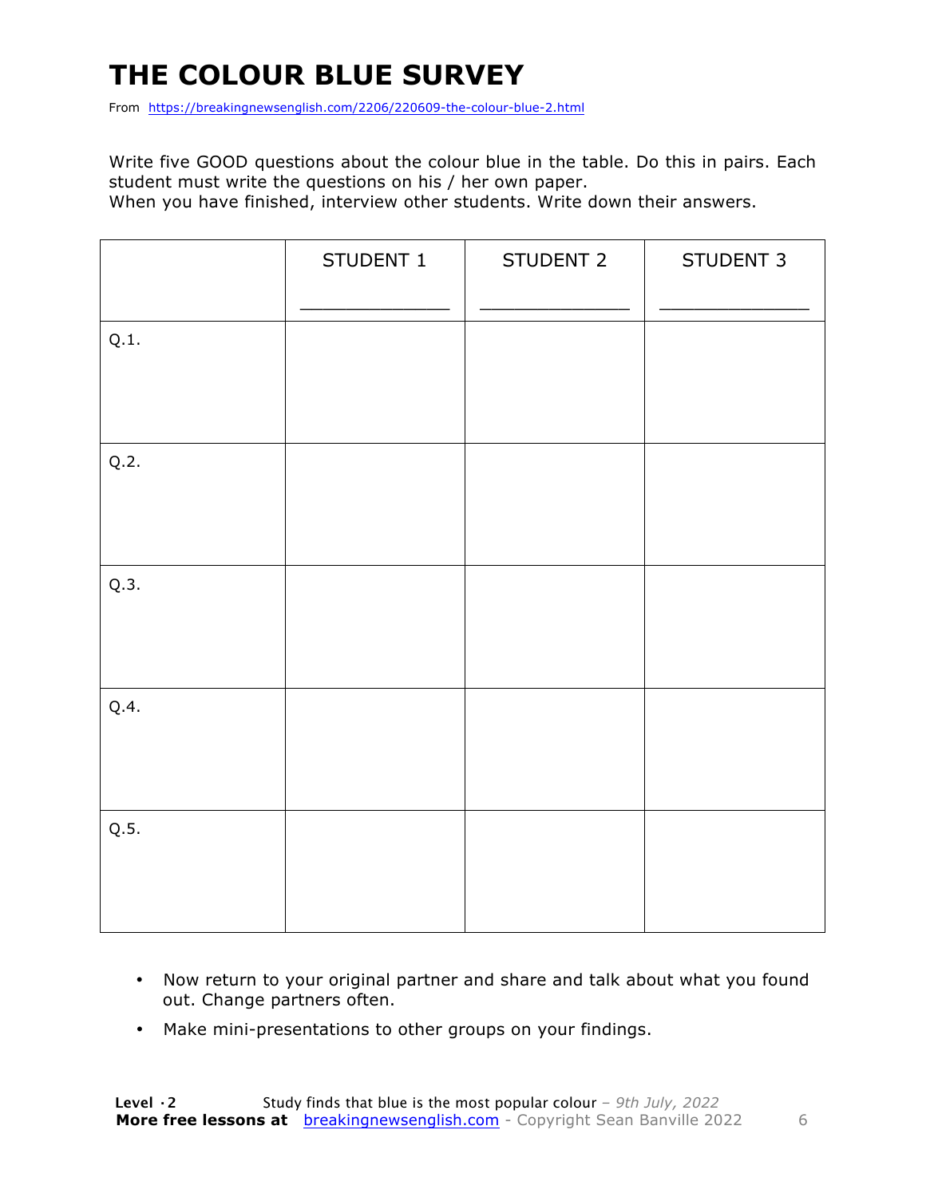# THE COLOUR BLUE SURVEY

From https://breakingnewsenglish.com/2206/220609-the-colour-blue-2.html

Write five GOOD questions about the colour blue in the table. Do this in pairs. Each student must write the questions on his / her own paper.
When you have finished, interview other students. Write down their answers.

| | STUDENT 1 ______________ | STUDENT 2 ______________ | STUDENT 3 ______________ |
|---|---|---|---|
| Q.1. | | | |
| Q.2. | | | |
| Q.3. | | | |
| Q.4. | | | |
| Q.5. | | | |

- Now return to your original partner and share and talk about what you found out. Change partners often.
- Make mini-presentations to other groups on your findings.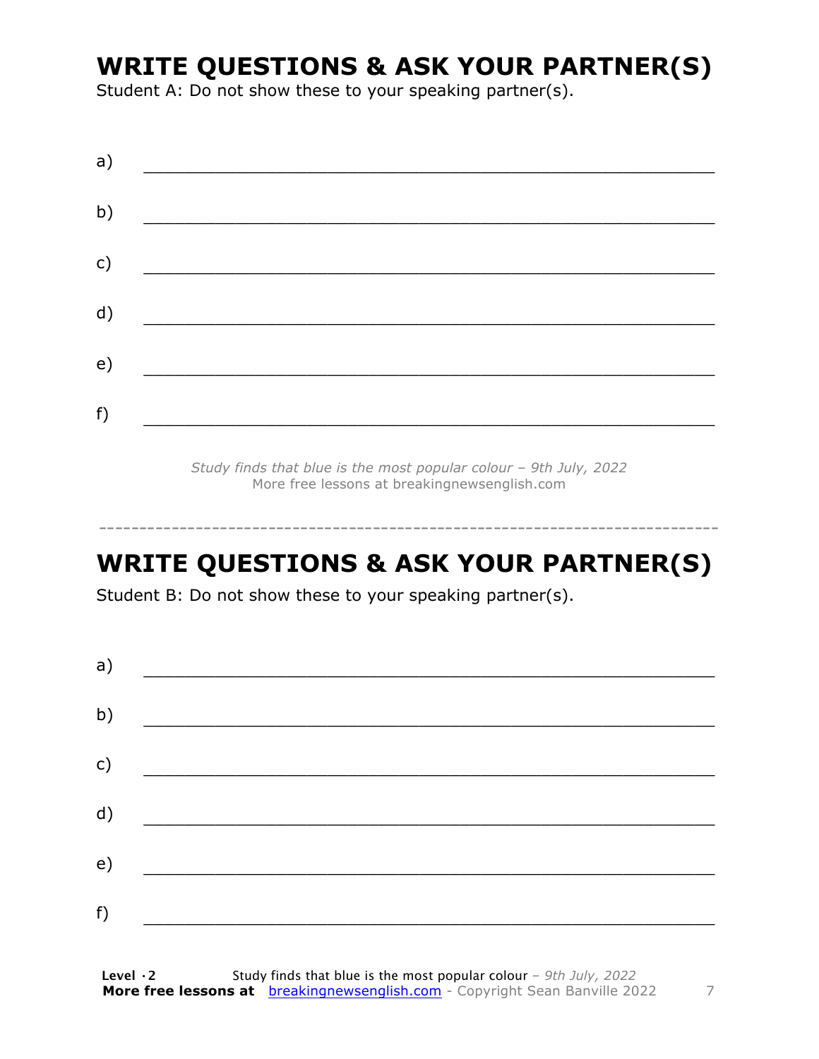# WRITE QUESTIONS & ASK YOUR PARTNER(S)

Student A: Do not show these to your speaking partner(s).

a) ___________________________________________________________

b) ___________________________________________________________

c) ___________________________________________________________

d) ___________________________________________________________

e) ___________________________________________________________

f) ___________________________________________________________

*Study finds that blue is the most popular colour – 9th July, 2022*
More free lessons at breakingnewsenglish.com

---

# WRITE QUESTIONS & ASK YOUR PARTNER(S)

Student B: Do not show these to your speaking partner(s).

a) ___________________________________________________________

b) ___________________________________________________________

c) ___________________________________________________________

d) ___________________________________________________________

e) ___________________________________________________________

f) ___________________________________________________________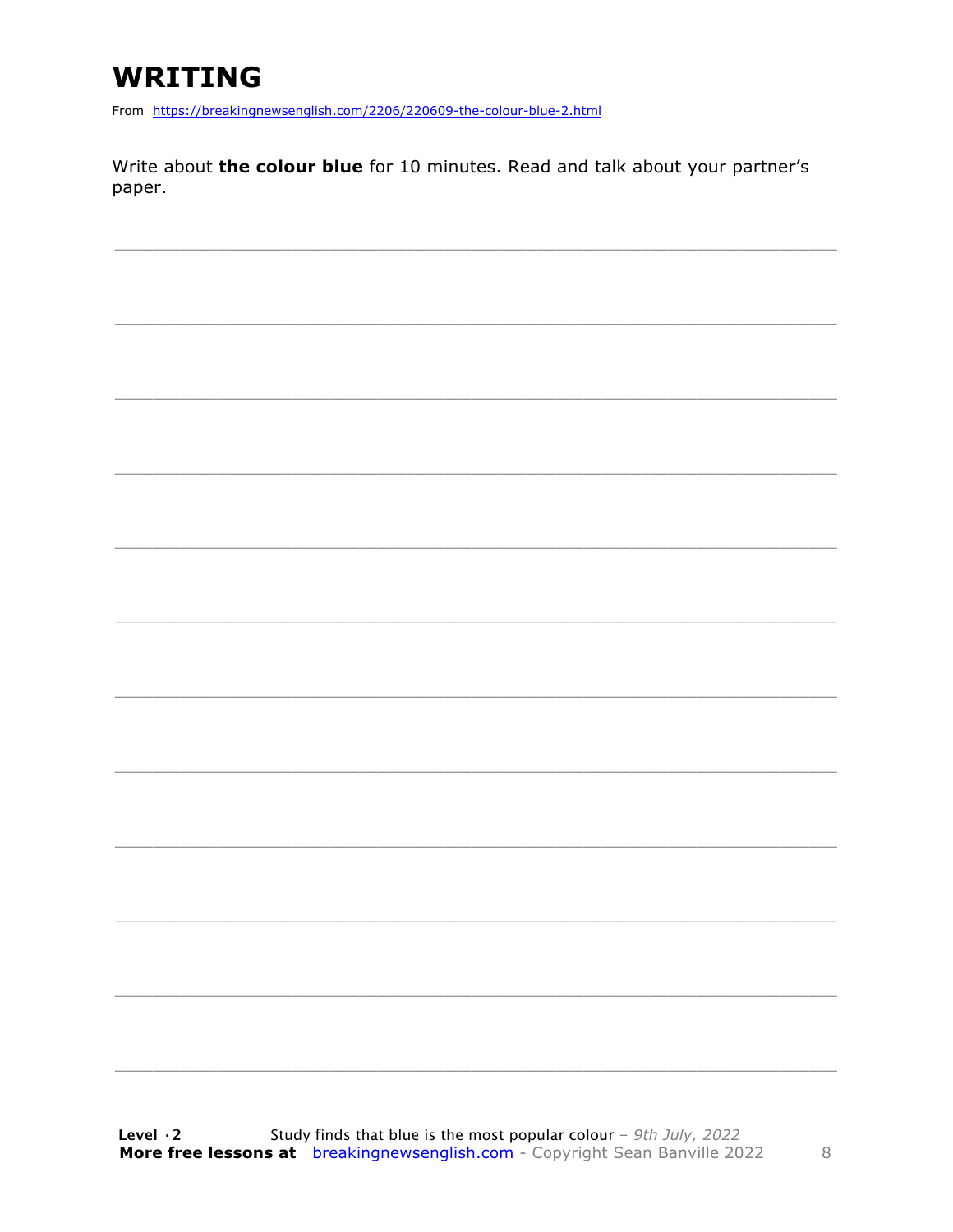# WRITING

From https://breakingnewsenglish.com/2206/220609-the-colour-blue-2.html

Write about **the colour blue** for 10 minutes. Read and talk about your partner's paper.

___________________________________________________________________________

___________________________________________________________________________

___________________________________________________________________________

___________________________________________________________________________

___________________________________________________________________________

___________________________________________________________________________

___________________________________________________________________________

___________________________________________________________________________

___________________________________________________________________________

___________________________________________________________________________

___________________________________________________________________________

___________________________________________________________________________